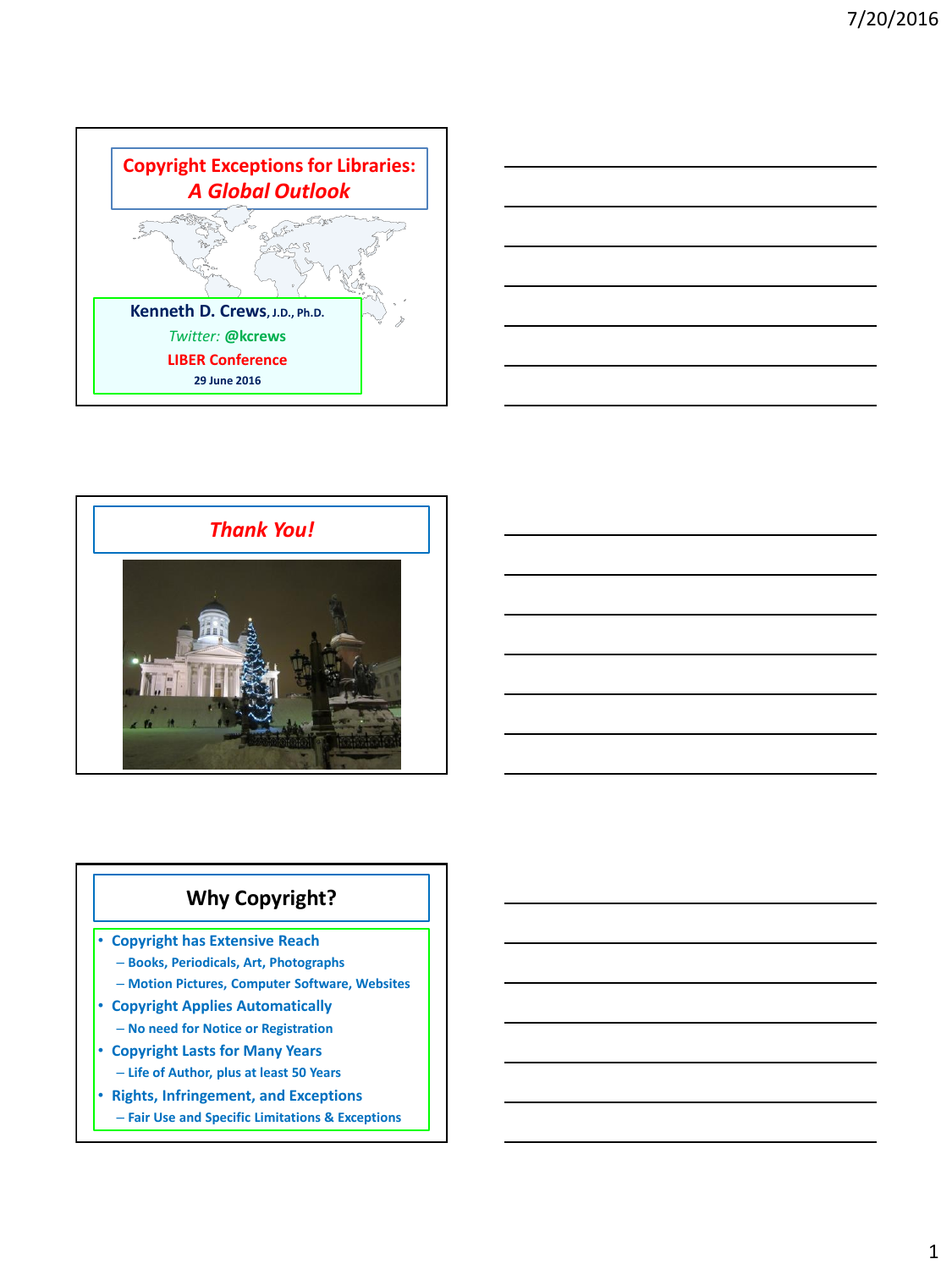## Copyright Exceptions for Libraries: *A Global Outlook*

**Kenneth D. Crews**, J.D., Ph.D.

*Twitter:* **@kcrews**

**LIBER Conference**

**29 June 2016**

## *Thank You!*

## Why Copyright?

- **Copyright has Extensive Reach**
  - Books, Periodicals, Art, Photographs
  - Motion Pictures, Computer Software, Websites
- **Copyright Applies Automatically**
  - No need for Notice or Registration
- **Copyright Lasts for Many Years**
  - Life of Author, plus at least 50 Years
- **Rights, Infringement, and Exceptions**
  - Fair Use and Specific Limitations & Exceptions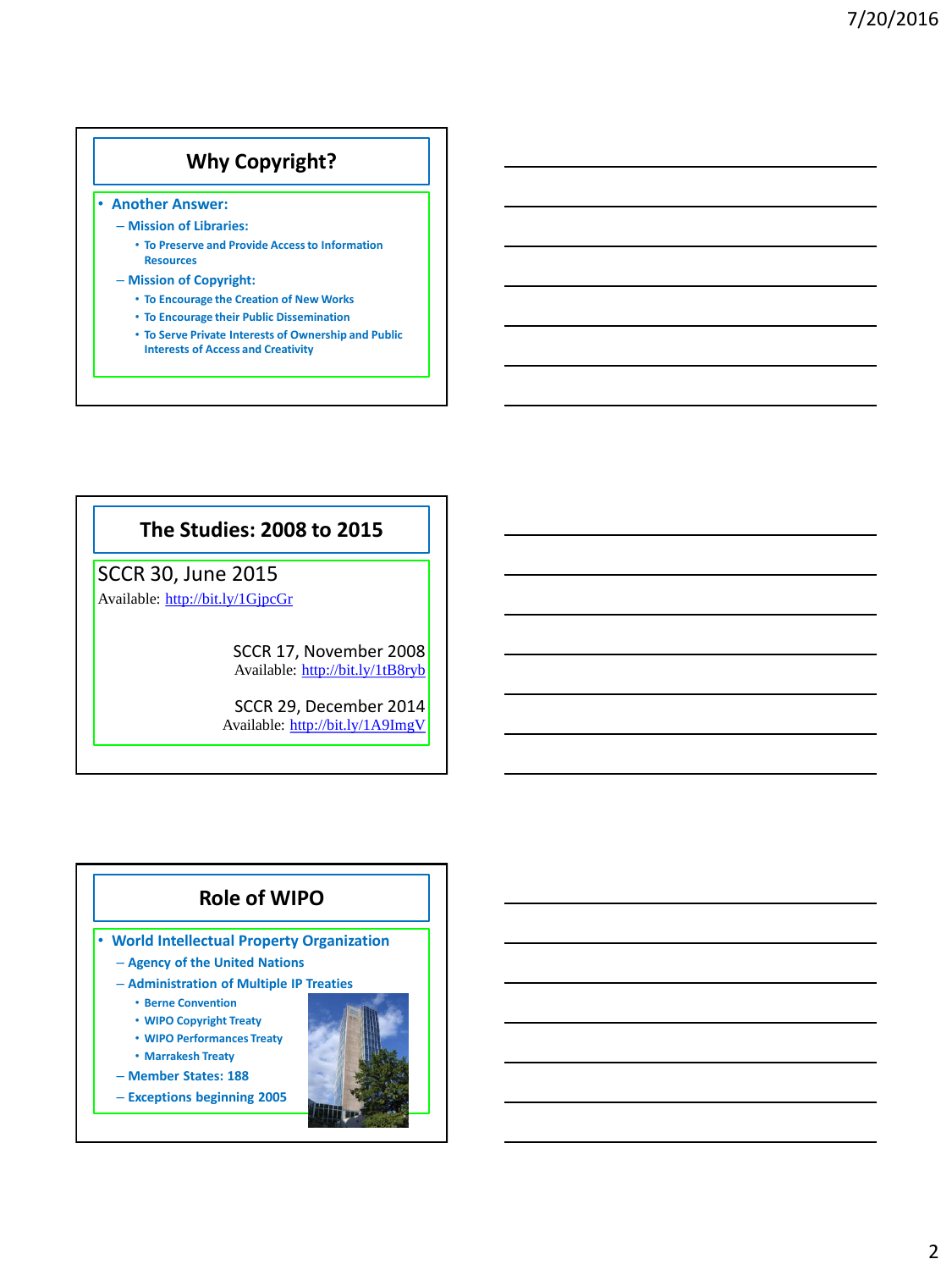## Why Copyright?

- Another Answer:
  - Mission of Libraries:
    - To Preserve and Provide Access to Information Resources
  - Mission of Copyright:
    - To Encourage the Creation of New Works
    - To Encourage their Public Dissemination
    - To Serve Private Interests of Ownership and Public Interests of Access and Creativity

## The Studies: 2008 to 2015

SCCR 30, June 2015
Available: http://bit.ly/1GjpcGr

SCCR 17, November 2008
Available: http://bit.ly/1tB8ryb

SCCR 29, December 2014
Available: http://bit.ly/1A9ImgV

## Role of WIPO

- World Intellectual Property Organization
  - Agency of the United Nations
  - Administration of Multiple IP Treaties
    - Berne Convention
    - WIPO Copyright Treaty
    - WIPO Performances Treaty
    - Marrakesh Treaty
  - Member States: 188
  - Exceptions beginning 2005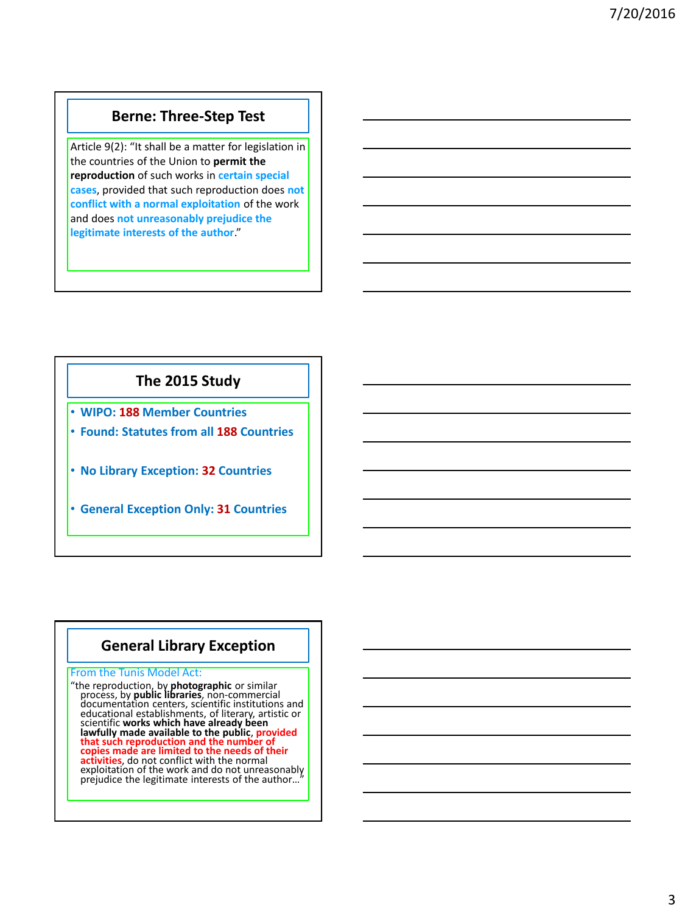## Berne: Three-Step Test

Article 9(2): "It shall be a matter for legislation in the countries of the Union to **permit the reproduction** of such works in **certain special cases**, provided that such reproduction does **not conflict with a normal exploitation** of the work and does **not unreasonably prejudice the legitimate interests of the author**."

## The 2015 Study

- **WIPO: 188 Member Countries**
- **Found: Statutes from all 188 Countries**
- **No Library Exception: 32 Countries**
- **General Exception Only: 31 Countries**

## General Library Exception

From the Tunis Model Act:

"the reproduction, by **photographic** or similar process, by **public libraries**, non-commercial documentation centers, scientific institutions and educational establishments, of literary, artistic or scientific **works which have already been lawfully made available to the public**, **provided that such reproduction and the number of copies made are limited to the needs of their activities**, do not conflict with the normal exploitation of the work and do not unreasonably prejudice the legitimate interests of the author…"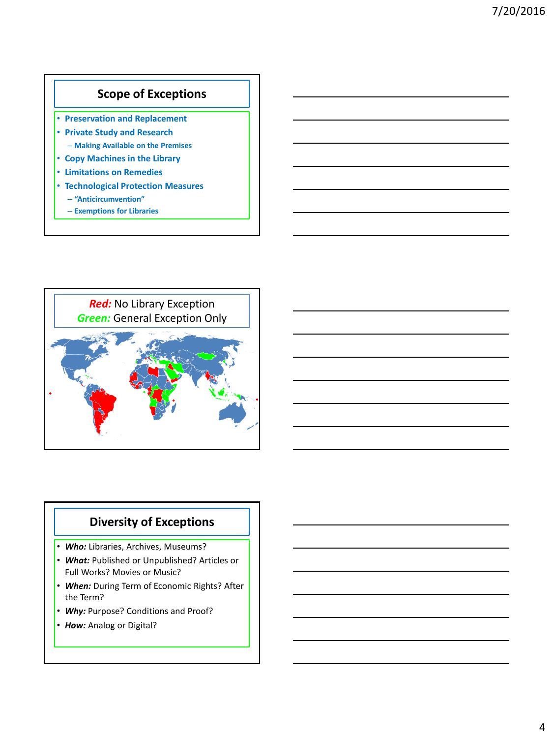## Scope of Exceptions

- Preservation and Replacement
- Private Study and Research
  - Making Available on the Premises
- Copy Machines in the Library
- Limitations on Remedies
- Technological Protection Measures
  - "Anticircumvention"
  - Exemptions for Libraries

*Red:* No Library Exception
*Green:* General Exception Only

## Diversity of Exceptions

- ***Who:*** Libraries, Archives, Museums?
- ***What:*** Published or Unpublished? Articles or Full Works? Movies or Music?
- ***When:*** During Term of Economic Rights? After the Term?
- ***Why:*** Purpose? Conditions and Proof?
- ***How:*** Analog or Digital?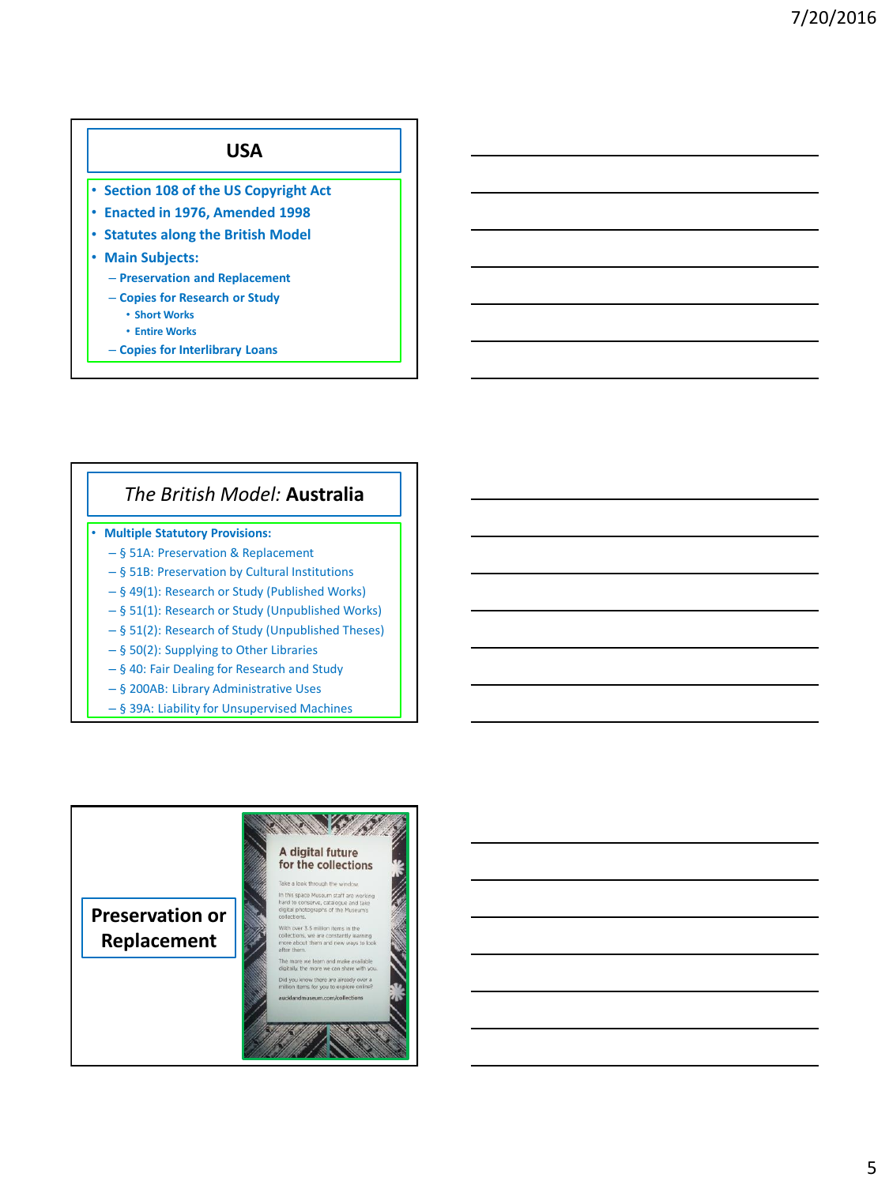## USA

- Section 108 of the US Copyright Act
- Enacted in 1976, Amended 1998
- Statutes along the British Model
- Main Subjects:
  - Preservation and Replacement
  - Copies for Research or Study
    - Short Works
    - Entire Works
  - Copies for Interlibrary Loans

## *The British Model:* Australia

- Multiple Statutory Provisions:
  - § 51A: Preservation & Replacement
  - § 51B: Preservation by Cultural Institutions
  - § 49(1): Research or Study (Published Works)
  - § 51(1): Research or Study (Unpublished Works)
  - § 51(2): Research of Study (Unpublished Theses)
  - § 50(2): Supplying to Other Libraries
  - § 40: Fair Dealing for Research and Study
  - § 200AB: Library Administrative Uses
  - § 39A: Liability for Unsupervised Machines

## Preservation or Replacement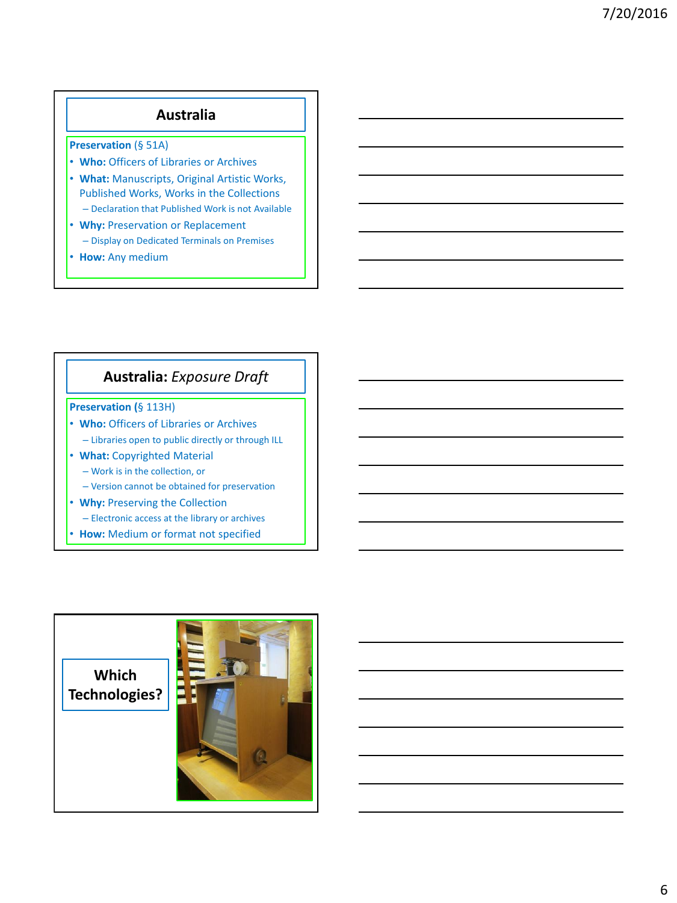## Australia

**Preservation** (§ 51A)

- **Who:** Officers of Libraries or Archives
- **What:** Manuscripts, Original Artistic Works, Published Works, Works in the Collections
  - Declaration that Published Work is not Available
- **Why:** Preservation or Replacement
  - Display on Dedicated Terminals on Premises
- **How:** Any medium

## Australia: *Exposure Draft*

**Preservation** (§ 113H)

- **Who:** Officers of Libraries or Archives
  - Libraries open to public directly or through ILL
- **What:** Copyrighted Material
  - Work is in the collection, or
  - Version cannot be obtained for preservation
- **Why:** Preserving the Collection
  - Electronic access at the library or archives
- **How:** Medium or format not specified

## Which Technologies?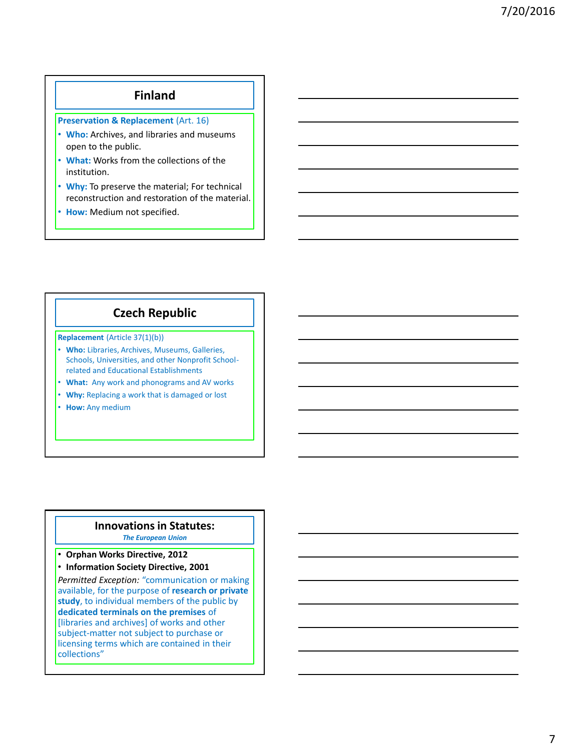## Finland

**Preservation & Replacement** (Art. 16)

- **Who:** Archives, and libraries and museums open to the public.
- **What:** Works from the collections of the institution.
- **Why:** To preserve the material; For technical reconstruction and restoration of the material.
- **How:** Medium not specified.

## Czech Republic

**Replacement** (Article 37(1)(b))

- **Who:** Libraries, Archives, Museums, Galleries, Schools, Universities, and other Nonprofit School-related and Educational Establishments
- **What:** Any work and phonograms and AV works
- **Why:** Replacing a work that is damaged or lost
- **How:** Any medium

## Innovations in Statutes:

***The European Union***

- **Orphan Works Directive, 2012**
- **Information Society Directive, 2001**

*Permitted Exception:* "communication or making available, for the purpose of **research or private study**, to individual members of the public by **dedicated terminals on the premises** of [libraries and archives] of works and other subject-matter not subject to purchase or licensing terms which are contained in their collections"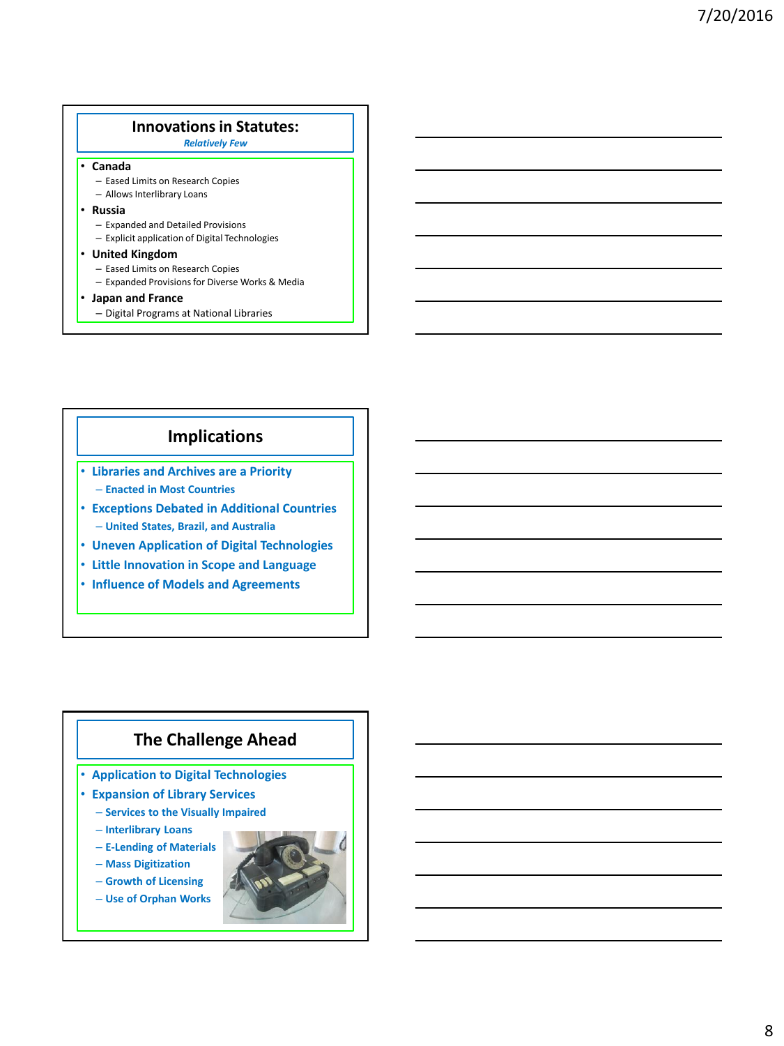## Innovations in Statutes:

*Relatively Few*

- **Canada**
  - Eased Limits on Research Copies
  - Allows Interlibrary Loans
- **Russia**
  - Expanded and Detailed Provisions
  - Explicit application of Digital Technologies
- **United Kingdom**
  - Eased Limits on Research Copies
  - Expanded Provisions for Diverse Works & Media
- **Japan and France**
  - Digital Programs at National Libraries

## Implications

- **Libraries and Archives are a Priority**
  - **Enacted in Most Countries**
- **Exceptions Debated in Additional Countries**
  - **United States, Brazil, and Australia**
- **Uneven Application of Digital Technologies**
- **Little Innovation in Scope and Language**
- **Influence of Models and Agreements**

## The Challenge Ahead

- **Application to Digital Technologies**
- **Expansion of Library Services**
  - **Services to the Visually Impaired**
  - **Interlibrary Loans**
  - **E-Lending of Materials**
  - **Mass Digitization**
  - **Growth of Licensing**
  - **Use of Orphan Works**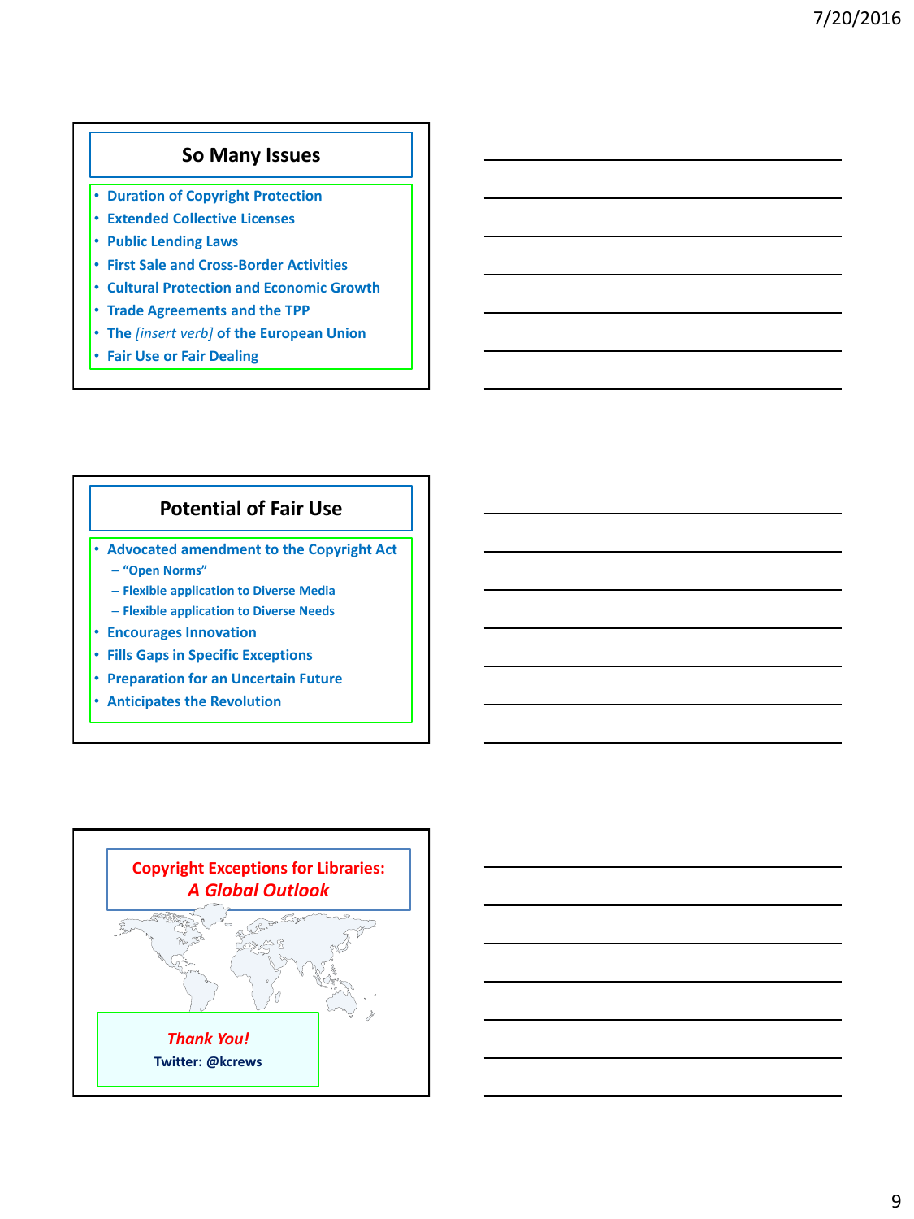## So Many Issues

- Duration of Copyright Protection
- Extended Collective Licenses
- Public Lending Laws
- First Sale and Cross-Border Activities
- Cultural Protection and Economic Growth
- Trade Agreements and the TPP
- The *[insert verb]* of the European Union
- Fair Use or Fair Dealing

## Potential of Fair Use

- Advocated amendment to the Copyright Act
  - "Open Norms"
  - Flexible application to Diverse Media
  - Flexible application to Diverse Needs
- Encourages Innovation
- Fills Gaps in Specific Exceptions
- Preparation for an Uncertain Future
- Anticipates the Revolution

## Copyright Exceptions for Libraries: *A Global Outlook*

*Thank You!*

Twitter: @kcrews